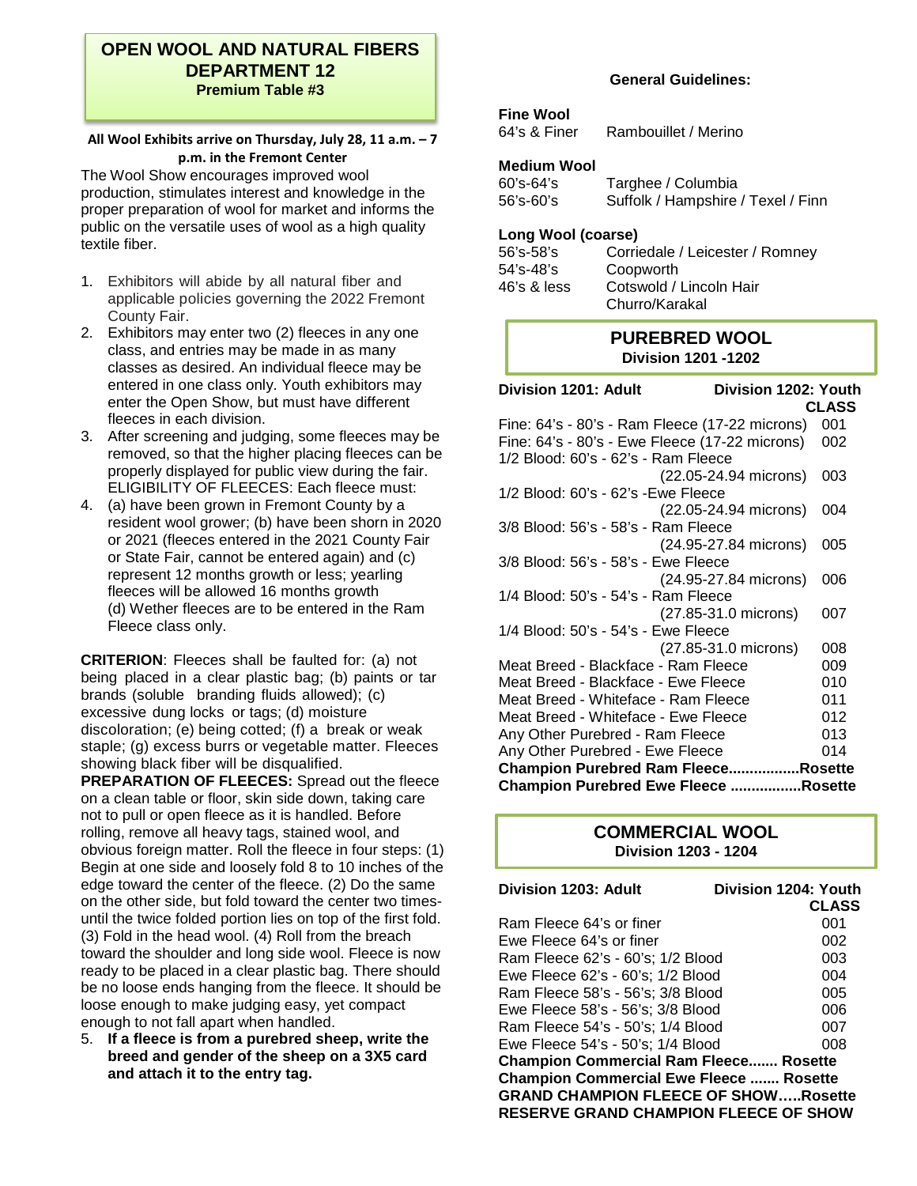# OPEN WOOL AND NATURAL FIBERS DEPARTMENT 12

**Premium Table #3**

**All Wool Exhibits arrive on Thursday, July 28, 11 a.m. – 7 p.m. in the Fremont Center**

The Wool Show encourages improved wool production, stimulates interest and knowledge in the proper preparation of wool for market and informs the public on the versatile uses of wool as a high quality textile fiber.

1. Exhibitors will abide by all natural fiber and applicable policies governing the 2022 Fremont County Fair.
2. Exhibitors may enter two (2) fleeces in any one class, and entries may be made in as many classes as desired. An individual fleece may be entered in one class only. Youth exhibitors may enter the Open Show, but must have different fleeces in each division.
3. After screening and judging, some fleeces may be removed, so that the higher placing fleeces can be properly displayed for public view during the fair. ELIGIBILITY OF FLEECES: Each fleece must:
4. (a) have been grown in Fremont County by a resident wool grower; (b) have been shorn in 2020 or 2021 (fleeces entered in the 2021 County Fair or State Fair, cannot be entered again) and (c) represent 12 months growth or less; yearling fleeces will be allowed 16 months growth (d) Wether fleeces are to be entered in the Ram Fleece class only.

**CRITERION**: Fleeces shall be faulted for: (a) not being placed in a clear plastic bag; (b) paints or tar brands (soluble branding fluids allowed); (c) excessive dung locks or tags; (d) moisture discoloration; (e) being cotted; (f) a break or weak staple; (g) excess burrs or vegetable matter. Fleeces showing black fiber will be disqualified.

**PREPARATION OF FLEECES:** Spread out the fleece on a clean table or floor, skin side down, taking care not to pull or open fleece as it is handled. Before rolling, remove all heavy tags, stained wool, and obvious foreign matter. Roll the fleece in four steps: (1) Begin at one side and loosely fold 8 to 10 inches of the edge toward the center of the fleece. (2) Do the same on the other side, but fold toward the center two times- until the twice folded portion lies on top of the first fold. (3) Fold in the head wool. (4) Roll from the breach toward the shoulder and long side wool. Fleece is now ready to be placed in a clear plastic bag. There should be no loose ends hanging from the fleece. It should be loose enough to make judging easy, yet compact enough to not fall apart when handled.

5. **If a fleece is from a purebred sheep, write the breed and gender of the sheep on a 3X5 card and attach it to the entry tag.**

**General Guidelines:**

**Fine Wool**

| | |
|---|---|
| 64's & Finer | Rambouillet / Merino |

**Medium Wool**

| | |
|---|---|
| 60's-64's | Targhee / Columbia |
| 56's-60's | Suffolk / Hampshire / Texel / Finn |

**Long Wool (coarse)**

| | |
|---|---|
| 56's-58's | Corriedale / Leicester / Romney |
| 54's-48's | Coopworth |
| 46's & less | Cotswold / Lincoln Hair Churro/Karakal |

## PUREBRED WOOL

**Division 1201 -1202**

| Division 1201: Adult &nbsp;&nbsp;&nbsp; Division 1202: Youth | CLASS |
|---|---|
| Fine: 64's - 80's - Ram Fleece (17-22 microns) | 001 |
| Fine: 64's - 80's - Ewe Fleece (17-22 microns) | 002 |
| 1/2 Blood: 60's - 62's - Ram Fleece (22.05-24.94 microns) | 003 |
| 1/2 Blood: 60's - 62's -Ewe Fleece (22.05-24.94 microns) | 004 |
| 3/8 Blood: 56's - 58's - Ram Fleece (24.95-27.84 microns) | 005 |
| 3/8 Blood: 56's - 58's - Ewe Fleece (24.95-27.84 microns) | 006 |
| 1/4 Blood: 50's - 54's - Ram Fleece (27.85-31.0 microns) | 007 |
| 1/4 Blood: 50's - 54's - Ewe Fleece (27.85-31.0 microns) | 008 |
| Meat Breed - Blackface - Ram Fleece | 009 |
| Meat Breed - Blackface - Ewe Fleece | 010 |
| Meat Breed - Whiteface - Ram Fleece | 011 |
| Meat Breed - Whiteface - Ewe Fleece | 012 |
| Any Other Purebred - Ram Fleece | 013 |
| Any Other Purebred - Ewe Fleece | 014 |
| **Champion Purebred Ram Fleece** | **Rosette** |
| **Champion Purebred Ewe Fleece** | **Rosette** |

## COMMERCIAL WOOL

**Division 1203 - 1204**

| Division 1203: Adult &nbsp;&nbsp;&nbsp; Division 1204: Youth | CLASS |
|---|---|
| Ram Fleece 64's or finer | 001 |
| Ewe Fleece 64's or finer | 002 |
| Ram Fleece 62's - 60's; 1/2 Blood | 003 |
| Ewe Fleece 62's - 60's; 1/2 Blood | 004 |
| Ram Fleece 58's - 56's; 3/8 Blood | 005 |
| Ewe Fleece 58's - 56's; 3/8 Blood | 006 |
| Ram Fleece 54's - 50's; 1/4 Blood | 007 |
| Ewe Fleece 54's - 50's; 1/4 Blood | 008 |
| **Champion Commercial Ram Fleece** | **Rosette** |
| **Champion Commercial Ewe Fleece** | **Rosette** |
| **GRAND CHAMPION FLEECE OF SHOW** | **Rosette** |
| **RESERVE GRAND CHAMPION FLEECE OF SHOW** | |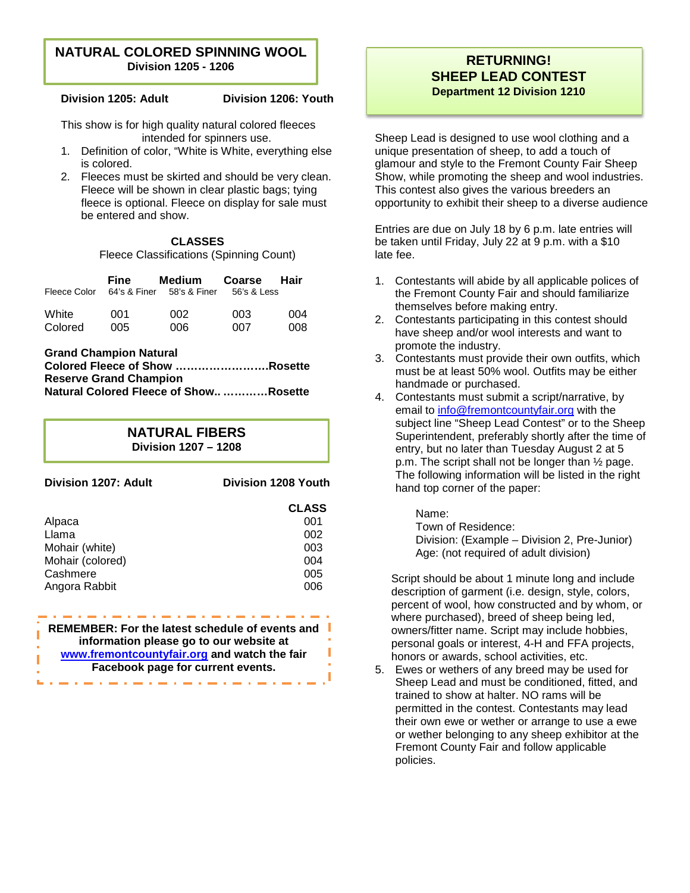## NATURAL COLORED SPINNING WOOL
**Division 1205 - 1206**

**Division 1205: Adult** **Division 1206: Youth**

This show is for high quality natural colored fleeces intended for spinners use.

1. Definition of color, "White is White, everything else is colored.
2. Fleeces must be skirted and should be very clean. Fleece will be shown in clear plastic bags; tying fleece is optional. Fleece on display for sale must be entered and show.

**CLASSES**

Fleece Classifications (Spinning Count)

| Fleece Color | Fine<br>64's & Finer | Medium<br>58's & Finer | Coarse<br>56's & Less | Hair |
|---|---|---|---|---|
| White | 001 | 002 | 003 | 004 |
| Colored | 005 | 006 | 007 | 008 |

**Grand Champion Natural Colored Fleece of Show ……………………Rosette**
**Reserve Grand Champion Natural Colored Fleece of Show.. …………Rosette**

## NATURAL FIBERS
**Division 1207 – 1208**

**Division 1207: Adult** **Division 1208 Youth**

| | CLASS |
|---|---|
| Alpaca | 001 |
| Llama | 002 |
| Mohair (white) | 003 |
| Mohair (colored) | 004 |
| Cashmere | 005 |
| Angora Rabbit | 006 |

**REMEMBER: For the latest schedule of events and information please go to our website at www.fremontcountyfair.org and watch the fair Facebook page for current events.**

## RETURNING! SHEEP LEAD CONTEST
**Department 12 Division 1210**

Sheep Lead is designed to use wool clothing and a unique presentation of sheep, to add a touch of glamour and style to the Fremont County Fair Sheep Show, while promoting the sheep and wool industries. This contest also gives the various breeders an opportunity to exhibit their sheep to a diverse audience

Entries are due on July 18 by 6 p.m. late entries will be taken until Friday, July 22 at 9 p.m. with a $10 late fee.

1. Contestants will abide by all applicable polices of the Fremont County Fair and should familiarize themselves before making entry.
2. Contestants participating in this contest should have sheep and/or wool interests and want to promote the industry.
3. Contestants must provide their own outfits, which must be at least 50% wool. Outfits may be either handmade or purchased.
4. Contestants must submit a script/narrative, by email to info@fremontcountyfair.org with the subject line "Sheep Lead Contest" or to the Sheep Superintendent, preferably shortly after the time of entry, but no later than Tuesday August 2 at 5 p.m. The script shall not be longer than ½ page. The following information will be listed in the right hand top corner of the paper:

   Name:
   Town of Residence:
   Division: (Example – Division 2, Pre-Junior)
   Age: (not required of adult division)

   Script should be about 1 minute long and include description of garment (i.e. design, style, colors, percent of wool, how constructed and by whom, or where purchased), breed of sheep being led, owners/fitter name. Script may include hobbies, personal goals or interest, 4-H and FFA projects, honors or awards, school activities, etc.
5. Ewes or wethers of any breed may be used for Sheep Lead and must be conditioned, fitted, and trained to show at halter. NO rams will be permitted in the contest. Contestants may lead their own ewe or wether or arrange to use a ewe or wether belonging to any sheep exhibitor at the Fremont County Fair and follow applicable policies.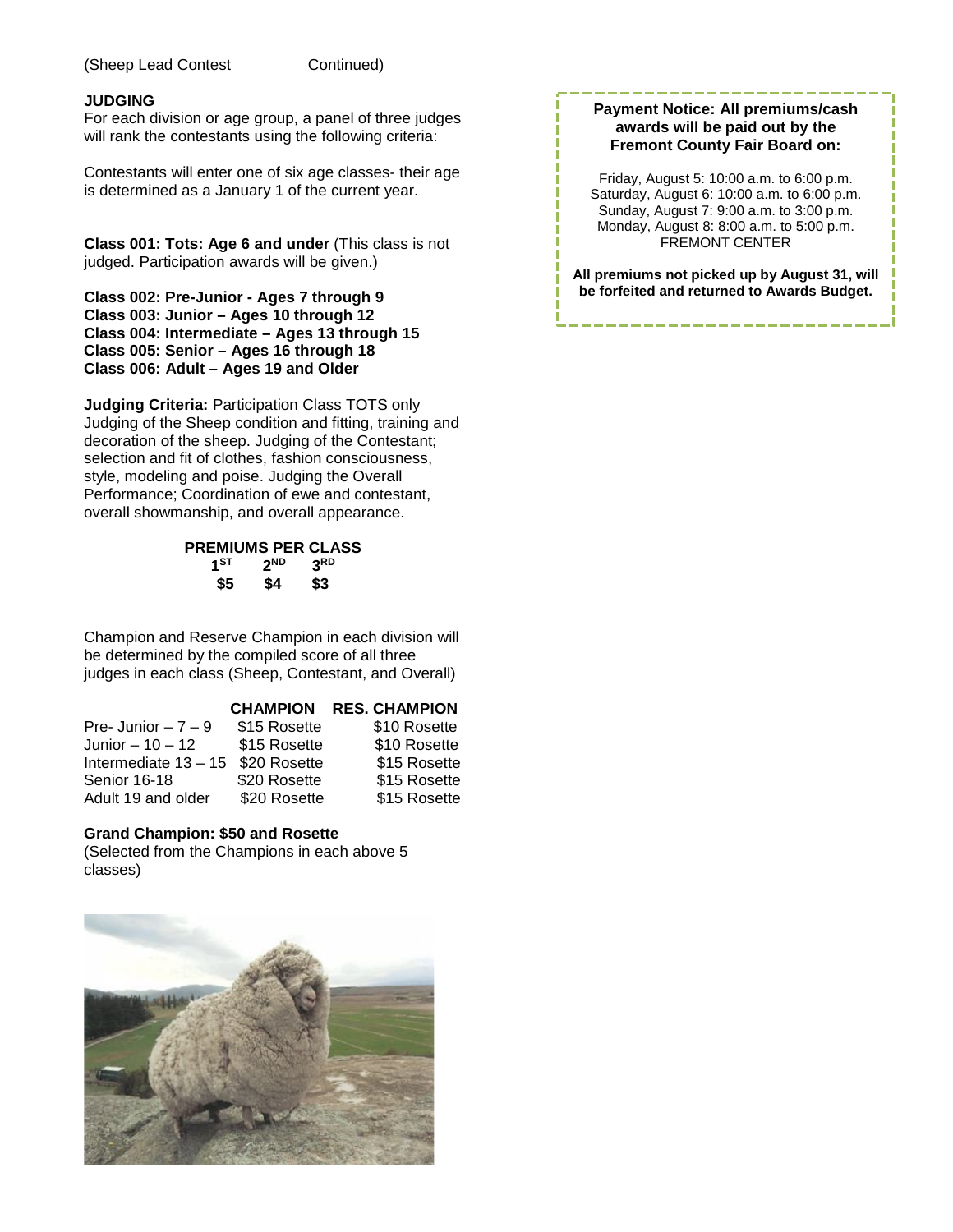(Sheep Lead Contest Continued)

**JUDGING**

For each division or age group, a panel of three judges will rank the contestants using the following criteria:

Contestants will enter one of six age classes- their age is determined as a January 1 of the current year.

**Class 001: Tots: Age 6 and under** (This class is not judged. Participation awards will be given.)

**Class 002: Pre-Junior - Ages 7 through 9**
**Class 003: Junior – Ages 10 through 12**
**Class 004: Intermediate – Ages 13 through 15**
**Class 005: Senior – Ages 16 through 18**
**Class 006: Adult – Ages 19 and Older**

**Judging Criteria:** Participation Class TOTS only Judging of the Sheep condition and fitting, training and decoration of the sheep. Judging of the Contestant; selection and fit of clothes, fashion consciousness, style, modeling and poise. Judging the Overall Performance; Coordination of ewe and contestant, overall showmanship, and overall appearance.

**PREMIUMS PER CLASS**

| 1ST | 2ND | 3RD |
|---|---|---|
| **$5** | **$4** | **$3** |

Champion and Reserve Champion in each division will be determined by the compiled score of all three judges in each class (Sheep, Contestant, and Overall)

| | CHAMPION | RES. CHAMPION |
|---|---|---|
| Pre- Junior – 7 – 9 | $15 Rosette | $10 Rosette |
| Junior – 10 – 12 | $15 Rosette | $10 Rosette |
| Intermediate 13 – 15 | $20 Rosette | $15 Rosette |
| Senior 16-18 | $20 Rosette | $15 Rosette |
| Adult 19 and older | $20 Rosette | $15 Rosette |

**Grand Champion: $50 and Rosette**

(Selected from the Champions in each above 5 classes)

**Payment Notice: All premiums/cash awards will be paid out by the Fremont County Fair Board on:**

Friday, August 5: 10:00 a.m. to 6:00 p.m.
Saturday, August 6: 10:00 a.m. to 6:00 p.m.
Sunday, August 7: 9:00 a.m. to 3:00 p.m.
Monday, August 8: 8:00 a.m. to 5:00 p.m.
FREMONT CENTER

**All premiums not picked up by August 31, will be forfeited and returned to Awards Budget.**